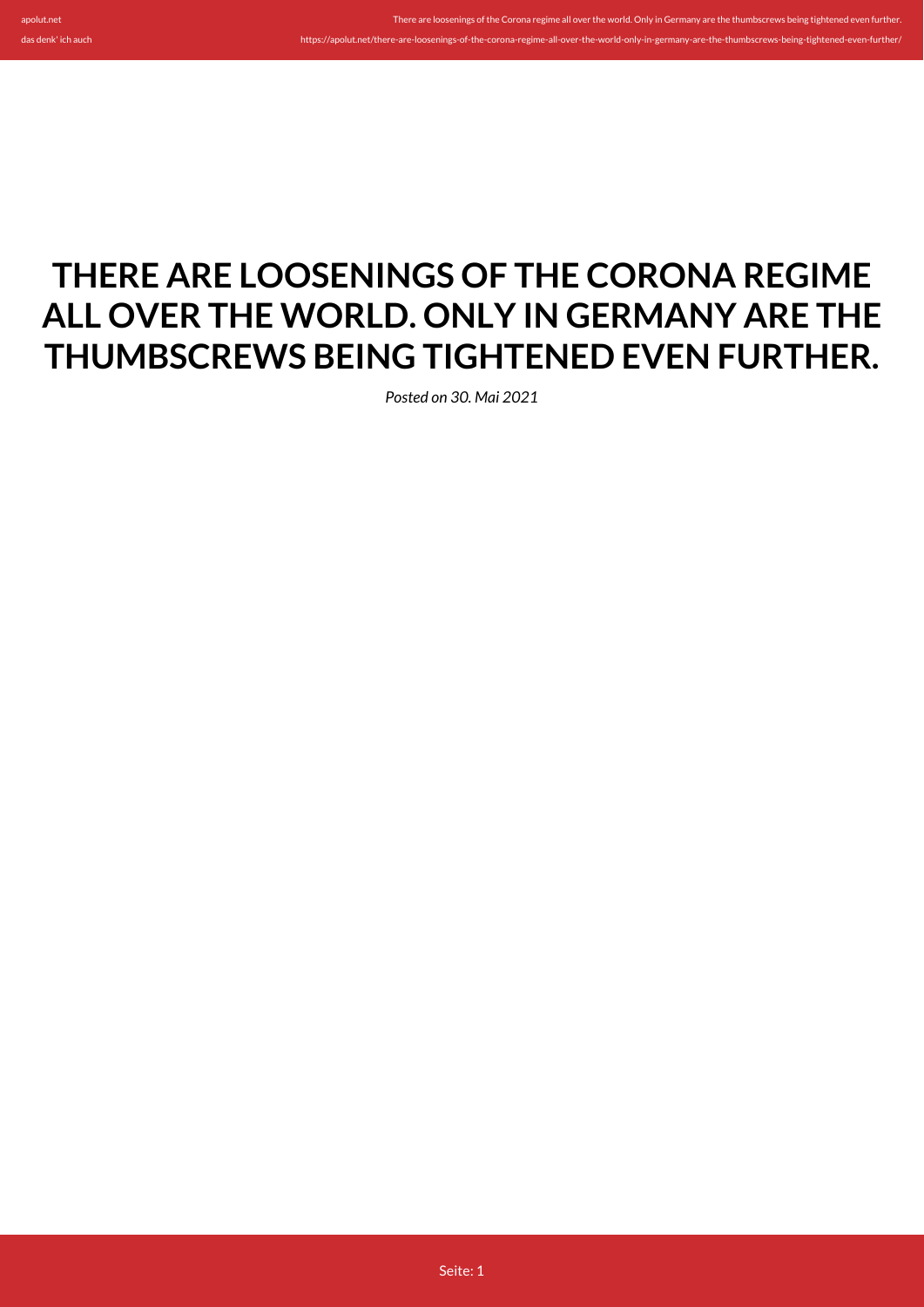# THERE ARE LOOSENINGS OF THE CORONA REGIME ALL OVER THE WORLD. ONLY IN GERMANY ARE THE THUMBSCREWS BEING TIGHTENED EVEN FURTHER.

*Posted on 30. Mai 2021*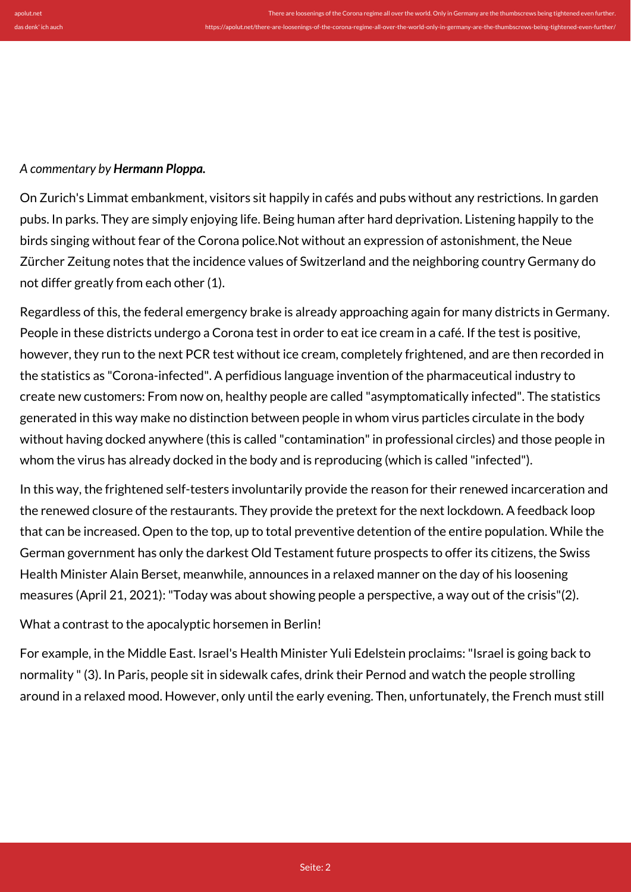*A commentary by **Hermann Ploppa.***

On Zurich's Limmat embankment, visitors sit happily in cafés and pubs without any restrictions. In garden pubs. In parks. They are simply enjoying life. Being human after hard deprivation. Listening happily to the birds singing without fear of the Corona police.Not without an expression of astonishment, the Neue Zürcher Zeitung notes that the incidence values of Switzerland and the neighboring country Germany do not differ greatly from each other (1).

Regardless of this, the federal emergency brake is already approaching again for many districts in Germany. People in these districts undergo a Corona test in order to eat ice cream in a café. If the test is positive, however, they run to the next PCR test without ice cream, completely frightened, and are then recorded in the statistics as "Corona-infected". A perfidious language invention of the pharmaceutical industry to create new customers: From now on, healthy people are called "asymptomatically infected". The statistics generated in this way make no distinction between people in whom virus particles circulate in the body without having docked anywhere (this is called "contamination" in professional circles) and those people in whom the virus has already docked in the body and is reproducing (which is called "infected").

In this way, the frightened self-testers involuntarily provide the reason for their renewed incarceration and the renewed closure of the restaurants. They provide the pretext for the next lockdown. A feedback loop that can be increased. Open to the top, up to total preventive detention of the entire population. While the German government has only the darkest Old Testament future prospects to offer its citizens, the Swiss Health Minister Alain Berset, meanwhile, announces in a relaxed manner on the day of his loosening measures (April 21, 2021): "Today was about showing people a perspective, a way out of the crisis"(2).

What a contrast to the apocalyptic horsemen in Berlin!

For example, in the Middle East. Israel's Health Minister Yuli Edelstein proclaims: "Israel is going back to normality " (3). In Paris, people sit in sidewalk cafes, drink their Pernod and watch the people strolling around in a relaxed mood. However, only until the early evening. Then, unfortunately, the French must still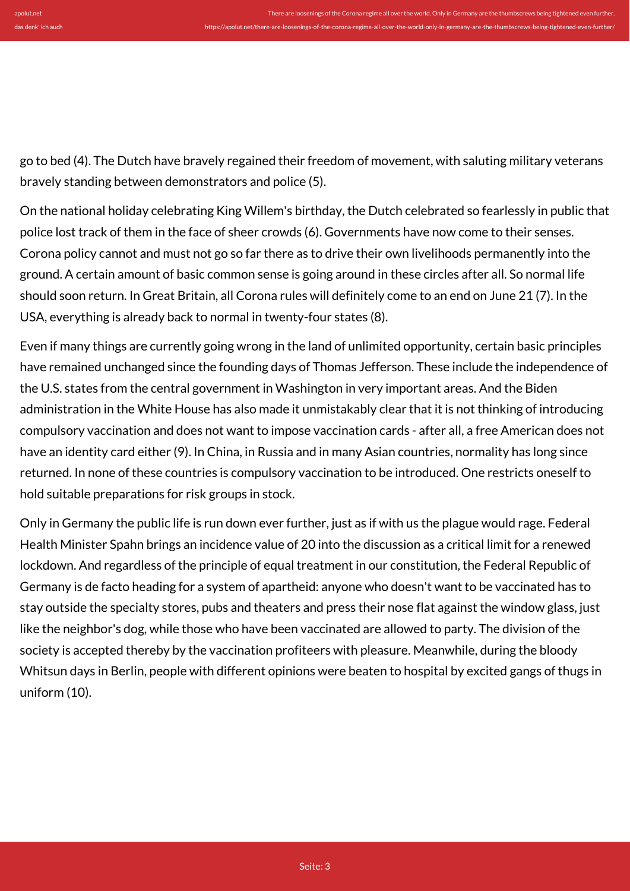go to bed (4). The Dutch have bravely regained their freedom of movement, with saluting military veterans bravely standing between demonstrators and police (5).

On the national holiday celebrating King Willem's birthday, the Dutch celebrated so fearlessly in public that police lost track of them in the face of sheer crowds (6). Governments have now come to their senses. Corona policy cannot and must not go so far there as to drive their own livelihoods permanently into the ground. A certain amount of basic common sense is going around in these circles after all. So normal life should soon return. In Great Britain, all Corona rules will definitely come to an end on June 21 (7). In the USA, everything is already back to normal in twenty-four states (8).

Even if many things are currently going wrong in the land of unlimited opportunity, certain basic principles have remained unchanged since the founding days of Thomas Jefferson. These include the independence of the U.S. states from the central government in Washington in very important areas. And the Biden administration in the White House has also made it unmistakably clear that it is not thinking of introducing compulsory vaccination and does not want to impose vaccination cards - after all, a free American does not have an identity card either (9). In China, in Russia and in many Asian countries, normality has long since returned. In none of these countries is compulsory vaccination to be introduced. One restricts oneself to hold suitable preparations for risk groups in stock.

Only in Germany the public life is run down ever further, just as if with us the plague would rage. Federal Health Minister Spahn brings an incidence value of 20 into the discussion as a critical limit for a renewed lockdown. And regardless of the principle of equal treatment in our constitution, the Federal Republic of Germany is de facto heading for a system of apartheid: anyone who doesn't want to be vaccinated has to stay outside the specialty stores, pubs and theaters and press their nose flat against the window glass, just like the neighbor's dog, while those who have been vaccinated are allowed to party. The division of the society is accepted thereby by the vaccination profiteers with pleasure. Meanwhile, during the bloody Whitsun days in Berlin, people with different opinions were beaten to hospital by excited gangs of thugs in uniform (10).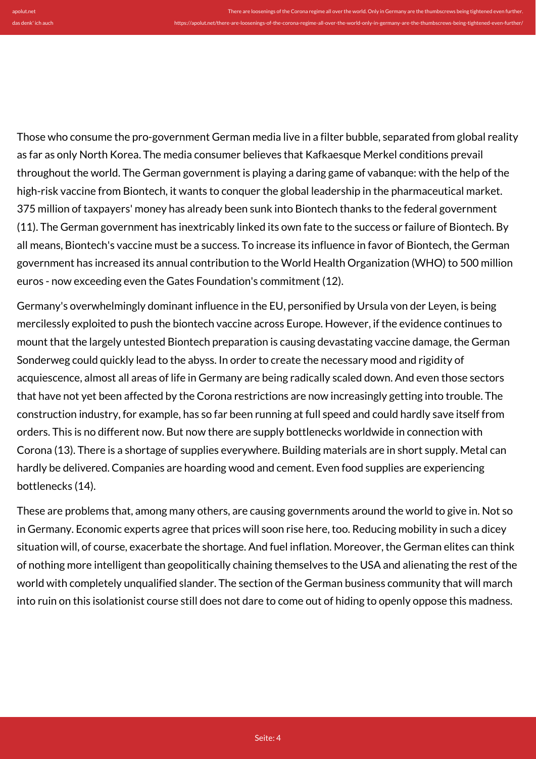Those who consume the pro-government German media live in a filter bubble, separated from global reality as far as only North Korea. The media consumer believes that Kafkaesque Merkel conditions prevail throughout the world. The German government is playing a daring game of vabanque: with the help of the high-risk vaccine from Biontech, it wants to conquer the global leadership in the pharmaceutical market. 375 million of taxpayers' money has already been sunk into Biontech thanks to the federal government (11). The German government has inextricably linked its own fate to the success or failure of Biontech. By all means, Biontech's vaccine must be a success. To increase its influence in favor of Biontech, the German government has increased its annual contribution to the World Health Organization (WHO) to 500 million euros - now exceeding even the Gates Foundation's commitment (12).

Germany's overwhelmingly dominant influence in the EU, personified by Ursula von der Leyen, is being mercilessly exploited to push the biontech vaccine across Europe. However, if the evidence continues to mount that the largely untested Biontech preparation is causing devastating vaccine damage, the German Sonderweg could quickly lead to the abyss. In order to create the necessary mood and rigidity of acquiescence, almost all areas of life in Germany are being radically scaled down. And even those sectors that have not yet been affected by the Corona restrictions are now increasingly getting into trouble. The construction industry, for example, has so far been running at full speed and could hardly save itself from orders. This is no different now. But now there are supply bottlenecks worldwide in connection with Corona (13). There is a shortage of supplies everywhere. Building materials are in short supply. Metal can hardly be delivered. Companies are hoarding wood and cement. Even food supplies are experiencing bottlenecks (14).

These are problems that, among many others, are causing governments around the world to give in. Not so in Germany. Economic experts agree that prices will soon rise here, too. Reducing mobility in such a dicey situation will, of course, exacerbate the shortage. And fuel inflation. Moreover, the German elites can think of nothing more intelligent than geopolitically chaining themselves to the USA and alienating the rest of the world with completely unqualified slander. The section of the German business community that will march into ruin on this isolationist course still does not dare to come out of hiding to openly oppose this madness.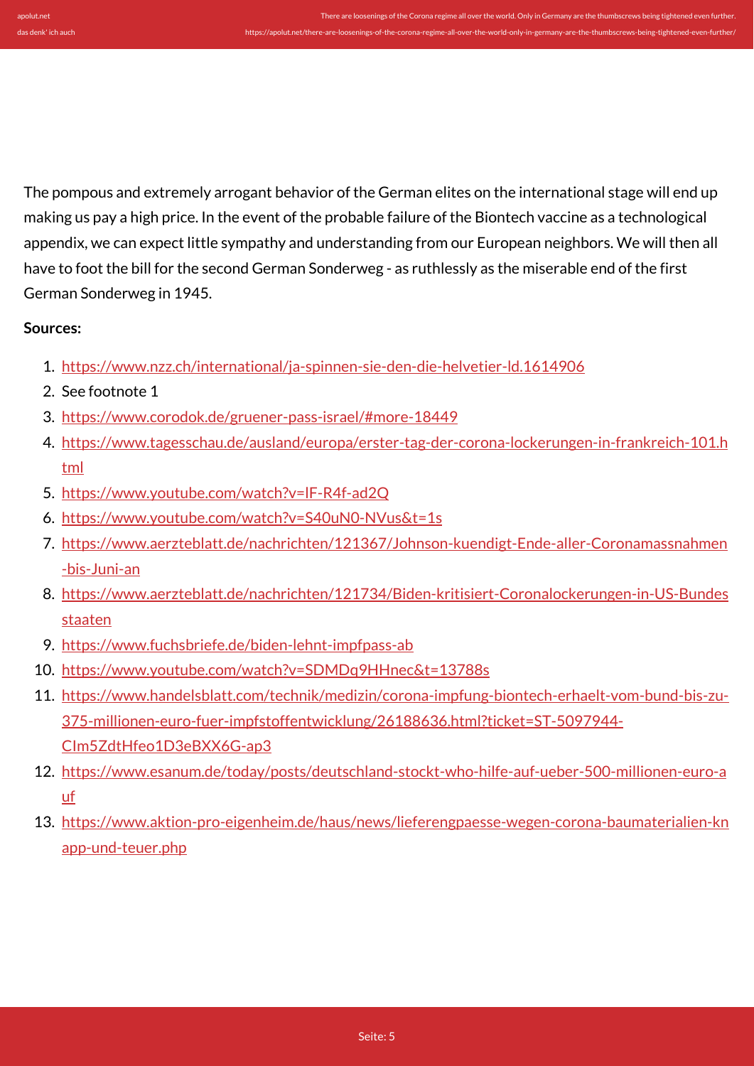The pompous and extremely arrogant behavior of the German elites on the international stage will end up making us pay a high price. In the event of the probable failure of the Biontech vaccine as a technological appendix, we can expect little sympathy and understanding from our European neighbors. We will then all have to foot the bill for the second German Sonderweg - as ruthlessly as the miserable end of the first German Sonderweg in 1945.

**Sources:**

1. https://www.nzz.ch/international/ja-spinnen-sie-den-die-helvetier-ld.1614906
2. See footnote 1
3. https://www.corodok.de/gruener-pass-israel/#more-18449
4. https://www.tagesschau.de/ausland/europa/erster-tag-der-corona-lockerungen-in-frankreich-101.html
5. https://www.youtube.com/watch?v=lF-R4f-ad2Q
6. https://www.youtube.com/watch?v=S40uN0-NVus&t=1s
7. https://www.aerzteblatt.de/nachrichten/121367/Johnson-kuendigt-Ende-aller-Coronamassnahmen-bis-Juni-an
8. https://www.aerzteblatt.de/nachrichten/121734/Biden-kritisiert-Coronalockerungen-in-US-Bundesstaaten
9. https://www.fuchsbriefe.de/biden-lehnt-impfpass-ab
10. https://www.youtube.com/watch?v=SDMDq9HHnec&t=13788s
11. https://www.handelsblatt.com/technik/medizin/corona-impfung-biontech-erhaelt-vom-bund-bis-zu-375-millionen-euro-fuer-impfstoffentwicklung/26188636.html?ticket=ST-5097944-CIm5ZdtHfeo1D3eBXX6G-ap3
12. https://www.esanum.de/today/posts/deutschland-stockt-who-hilfe-auf-ueber-500-millionen-euro-auf
13. https://www.aktion-pro-eigenheim.de/haus/news/lieferengpaesse-wegen-corona-baumaterialien-knapp-und-teuer.php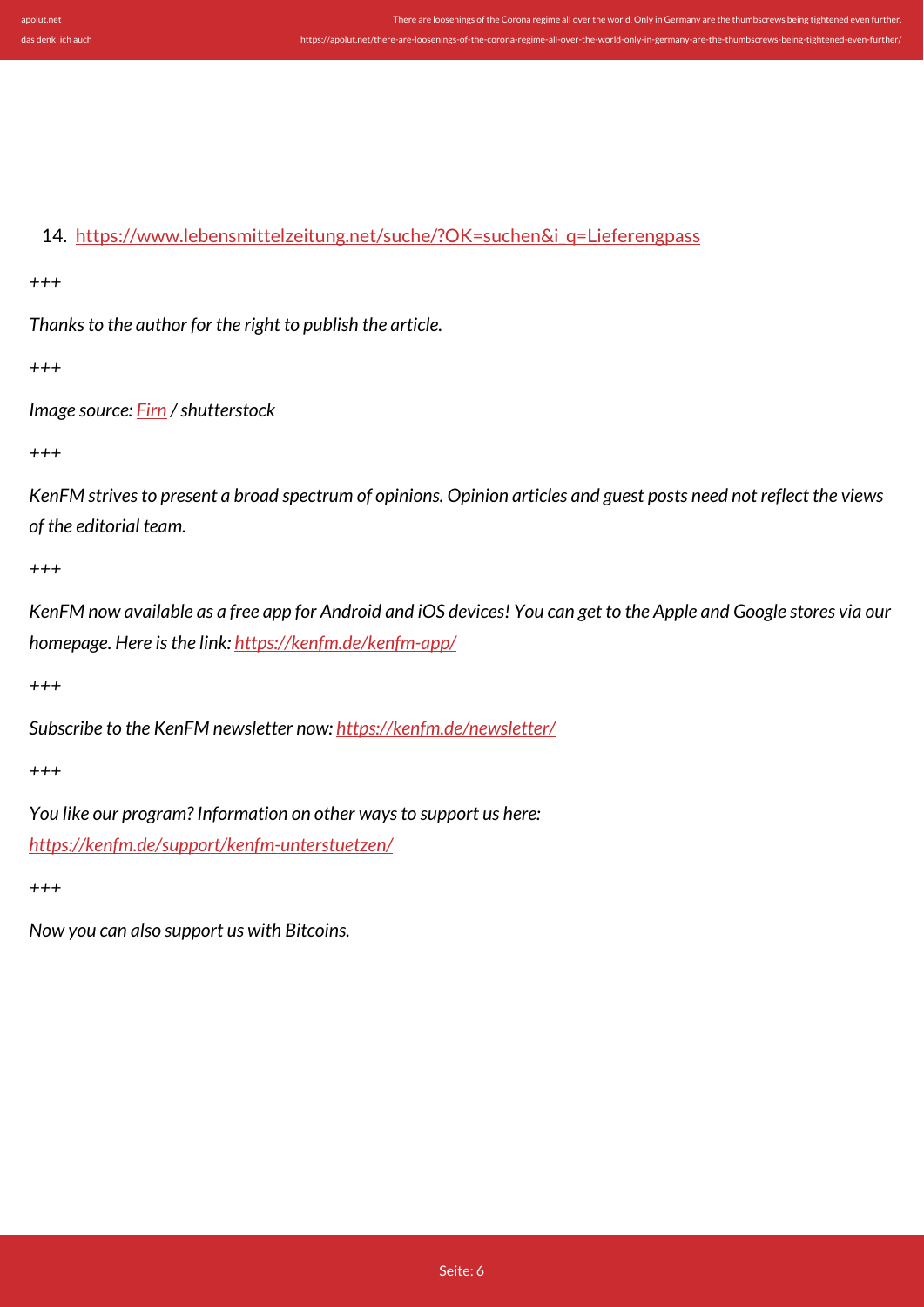14. [https://www.lebensmittelzeitung.net/suche/?OK=suchen&i_q=Lieferengpass](https://www.lebensmittelzeitung.net/suche/?OK=suchen&i_q=Lieferengpass)

*+++*

*Thanks to the author for the right to publish the article.*

*+++*

*Image source: [Firn](#) / shutterstock*

*+++*

*KenFM strives to present a broad spectrum of opinions. Opinion articles and guest posts need not reflect the views of the editorial team.*

*+++*

*KenFM now available as a free app for Android and iOS devices! You can get to the Apple and Google stores via our homepage. Here is the link: [https://kenfm.de/kenfm-app/](https://kenfm.de/kenfm-app/)*

*+++*

*Subscribe to the KenFM newsletter now: [https://kenfm.de/newsletter/](https://kenfm.de/newsletter/)*

*+++*

*You like our program? Information on other ways to support us here: [https://kenfm.de/support/kenfm-unterstuetzen/](https://kenfm.de/support/kenfm-unterstuetzen/)*

*+++*

*Now you can also support us with Bitcoins.*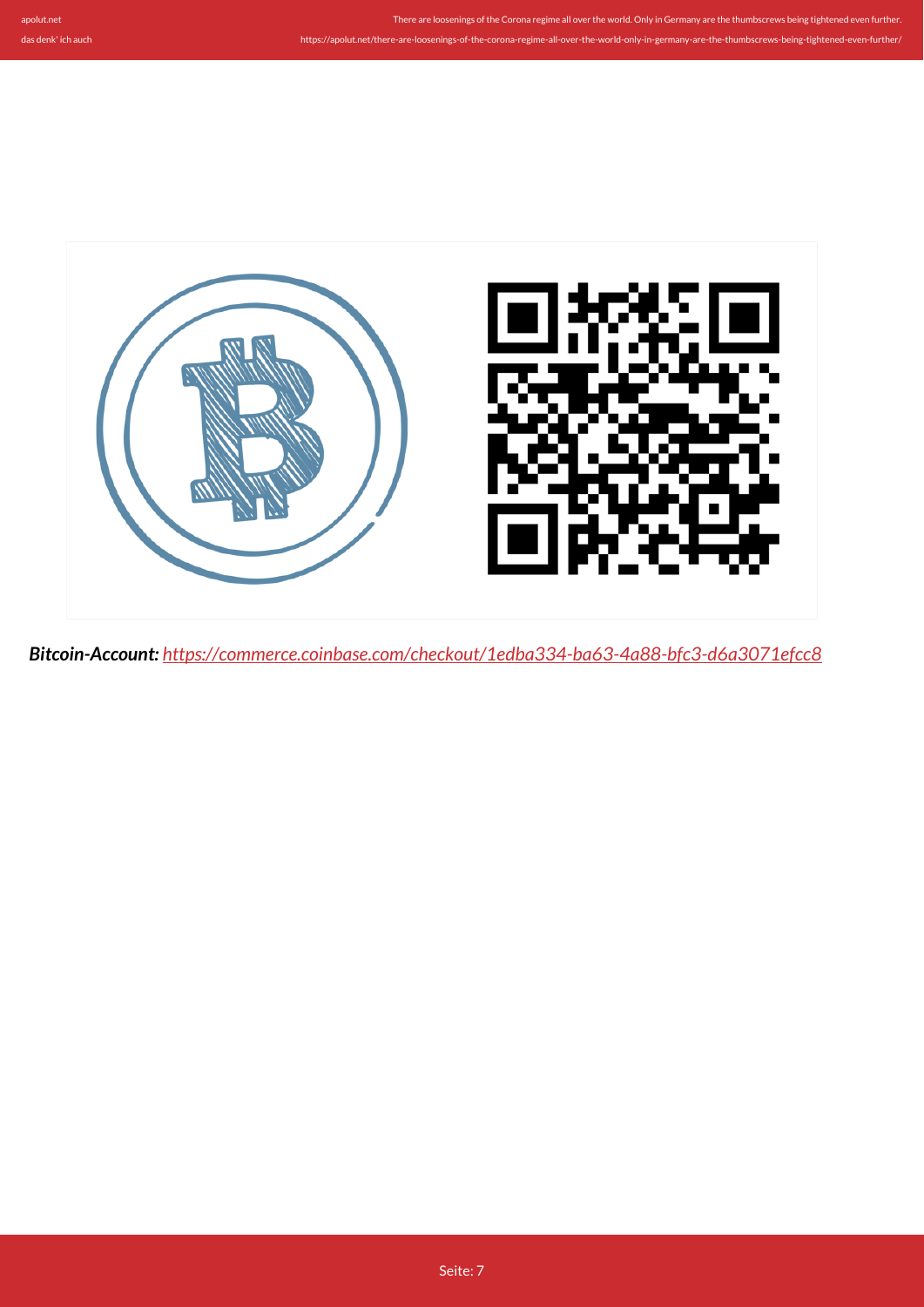***Bitcoin-Account:*** *[https://commerce.coinbase.com/checkout/1edba334-ba63-4a88-bfc3-d6a3071efcc8](https://commerce.coinbase.com/checkout/1edba334-ba63-4a88-bfc3-d6a3071efcc8)*